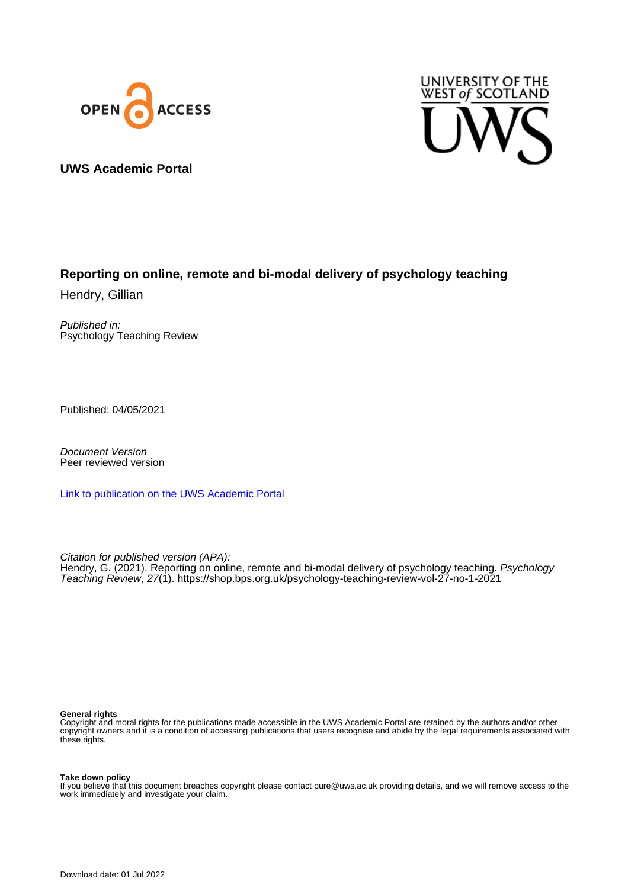OPEN ACCESS

UNIVERSITY OF THE WEST of SCOTLAND

UWS

**UWS Academic Portal**

## Reporting on online, remote and bi-modal delivery of psychology teaching

Hendry, Gillian

*Published in:*
Psychology Teaching Review

Published: 04/05/2021

*Document Version*
Peer reviewed version

Link to publication on the UWS Academic Portal

*Citation for published version (APA):*
Hendry, G. (2021). Reporting on online, remote and bi-modal delivery of psychology teaching. *Psychology Teaching Review*, *27*(1). https://shop.bps.org.uk/psychology-teaching-review-vol-27-no-1-2021

**General rights**
Copyright and moral rights for the publications made accessible in the UWS Academic Portal are retained by the authors and/or other copyright owners and it is a condition of accessing publications that users recognise and abide by the legal requirements associated with these rights.

**Take down policy**
If you believe that this document breaches copyright please contact pure@uws.ac.uk providing details, and we will remove access to the work immediately and investigate your claim.

Download date: 01 Jul 2022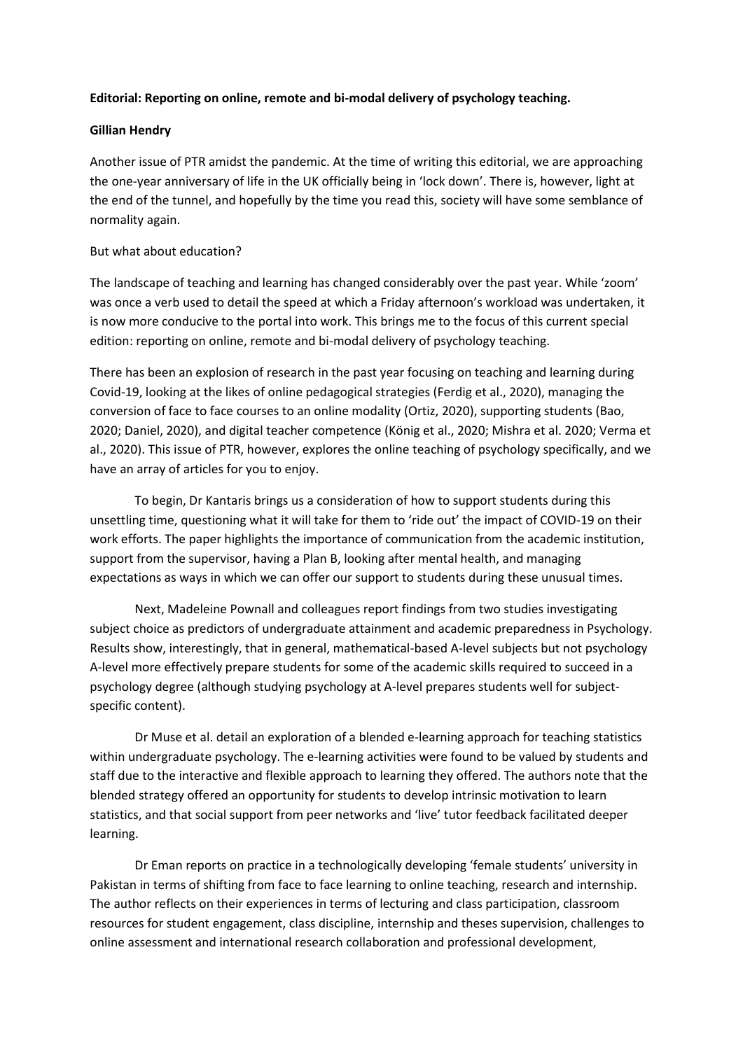**Editorial: Reporting on online, remote and bi-modal delivery of psychology teaching.**

**Gillian Hendry**

Another issue of PTR amidst the pandemic. At the time of writing this editorial, we are approaching the one-year anniversary of life in the UK officially being in 'lock down'. There is, however, light at the end of the tunnel, and hopefully by the time you read this, society will have some semblance of normality again.

But what about education?

The landscape of teaching and learning has changed considerably over the past year. While 'zoom' was once a verb used to detail the speed at which a Friday afternoon's workload was undertaken, it is now more conducive to the portal into work. This brings me to the focus of this current special edition: reporting on online, remote and bi-modal delivery of psychology teaching.

There has been an explosion of research in the past year focusing on teaching and learning during Covid-19, looking at the likes of online pedagogical strategies (Ferdig et al., 2020), managing the conversion of face to face courses to an online modality (Ortiz, 2020), supporting students (Bao, 2020; Daniel, 2020), and digital teacher competence (König et al., 2020; Mishra et al. 2020; Verma et al., 2020). This issue of PTR, however, explores the online teaching of psychology specifically, and we have an array of articles for you to enjoy.

To begin, Dr Kantaris brings us a consideration of how to support students during this unsettling time, questioning what it will take for them to 'ride out' the impact of COVID-19 on their work efforts. The paper highlights the importance of communication from the academic institution, support from the supervisor, having a Plan B, looking after mental health, and managing expectations as ways in which we can offer our support to students during these unusual times.

Next, Madeleine Pownall and colleagues report findings from two studies investigating subject choice as predictors of undergraduate attainment and academic preparedness in Psychology. Results show, interestingly, that in general, mathematical-based A-level subjects but not psychology A-level more effectively prepare students for some of the academic skills required to succeed in a psychology degree (although studying psychology at A-level prepares students well for subject-specific content).

Dr Muse et al. detail an exploration of a blended e-learning approach for teaching statistics within undergraduate psychology. The e-learning activities were found to be valued by students and staff due to the interactive and flexible approach to learning they offered. The authors note that the blended strategy offered an opportunity for students to develop intrinsic motivation to learn statistics, and that social support from peer networks and 'live' tutor feedback facilitated deeper learning.

Dr Eman reports on practice in a technologically developing 'female students' university in Pakistan in terms of shifting from face to face learning to online teaching, research and internship. The author reflects on their experiences in terms of lecturing and class participation, classroom resources for student engagement, class discipline, internship and theses supervision, challenges to online assessment and international research collaboration and professional development,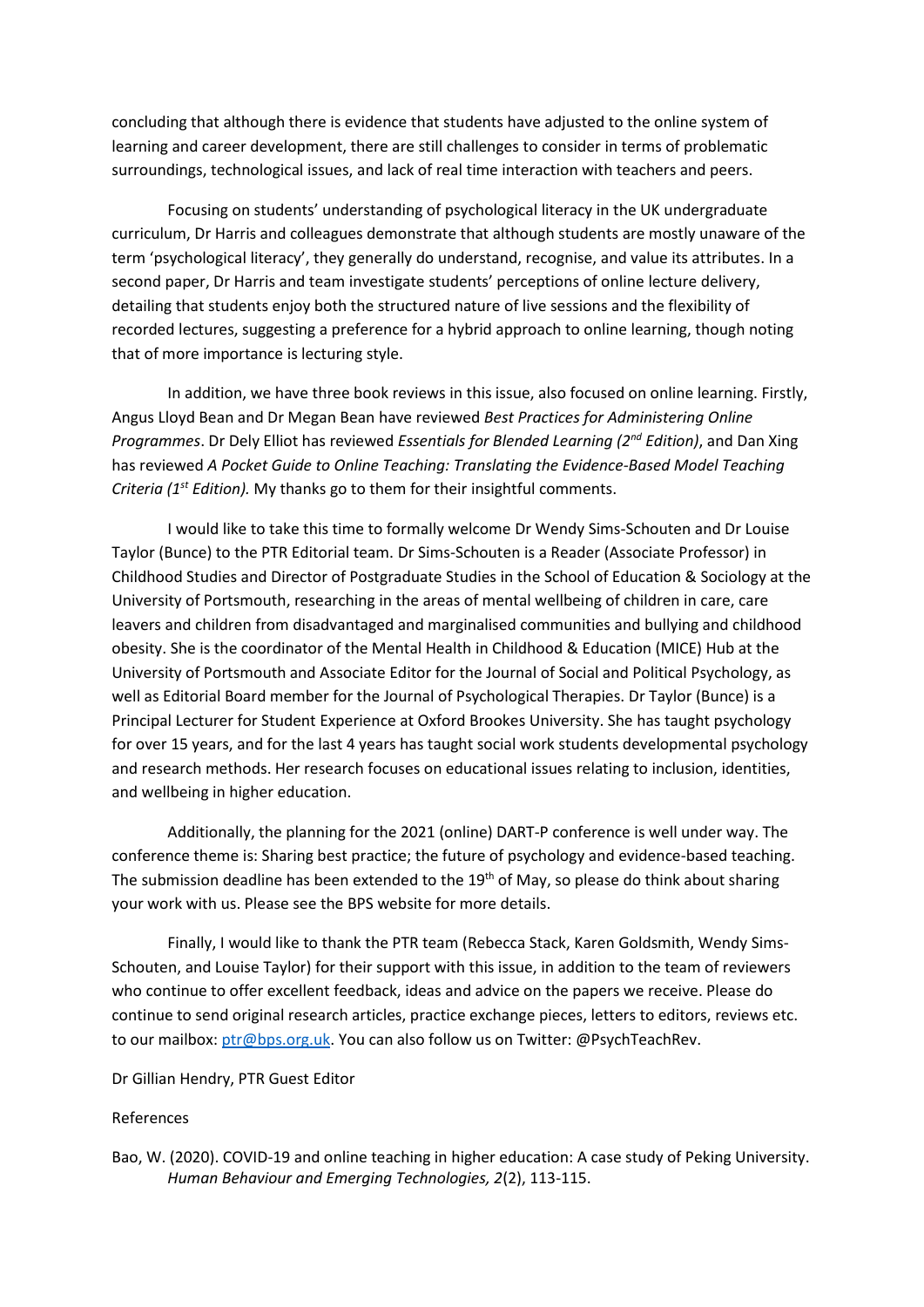concluding that although there is evidence that students have adjusted to the online system of learning and career development, there are still challenges to consider in terms of problematic surroundings, technological issues, and lack of real time interaction with teachers and peers.

Focusing on students' understanding of psychological literacy in the UK undergraduate curriculum, Dr Harris and colleagues demonstrate that although students are mostly unaware of the term 'psychological literacy', they generally do understand, recognise, and value its attributes. In a second paper, Dr Harris and team investigate students' perceptions of online lecture delivery, detailing that students enjoy both the structured nature of live sessions and the flexibility of recorded lectures, suggesting a preference for a hybrid approach to online learning, though noting that of more importance is lecturing style.

In addition, we have three book reviews in this issue, also focused on online learning. Firstly, Angus Lloyd Bean and Dr Megan Bean have reviewed *Best Practices for Administering Online Programmes*. Dr Dely Elliot has reviewed *Essentials for Blended Learning (2nd Edition)*, and Dan Xing has reviewed *A Pocket Guide to Online Teaching: Translating the Evidence-Based Model Teaching Criteria (1st Edition).* My thanks go to them for their insightful comments.

I would like to take this time to formally welcome Dr Wendy Sims-Schouten and Dr Louise Taylor (Bunce) to the PTR Editorial team. Dr Sims-Schouten is a Reader (Associate Professor) in Childhood Studies and Director of Postgraduate Studies in the School of Education & Sociology at the University of Portsmouth, researching in the areas of mental wellbeing of children in care, care leavers and children from disadvantaged and marginalised communities and bullying and childhood obesity. She is the coordinator of the Mental Health in Childhood & Education (MICE) Hub at the University of Portsmouth and Associate Editor for the Journal of Social and Political Psychology, as well as Editorial Board member for the Journal of Psychological Therapies. Dr Taylor (Bunce) is a Principal Lecturer for Student Experience at Oxford Brookes University. She has taught psychology for over 15 years, and for the last 4 years has taught social work students developmental psychology and research methods. Her research focuses on educational issues relating to inclusion, identities, and wellbeing in higher education.

Additionally, the planning for the 2021 (online) DART-P conference is well under way. The conference theme is: Sharing best practice; the future of psychology and evidence-based teaching. The submission deadline has been extended to the 19th of May, so please do think about sharing your work with us. Please see the BPS website for more details.

Finally, I would like to thank the PTR team (Rebecca Stack, Karen Goldsmith, Wendy Sims-Schouten, and Louise Taylor) for their support with this issue, in addition to the team of reviewers who continue to offer excellent feedback, ideas and advice on the papers we receive. Please do continue to send original research articles, practice exchange pieces, letters to editors, reviews etc. to our mailbox: ptr@bps.org.uk. You can also follow us on Twitter: @PsychTeachRev.

Dr Gillian Hendry, PTR Guest Editor

References

Bao, W. (2020). COVID-19 and online teaching in higher education: A case study of Peking University. *Human Behaviour and Emerging Technologies, 2*(2), 113-115.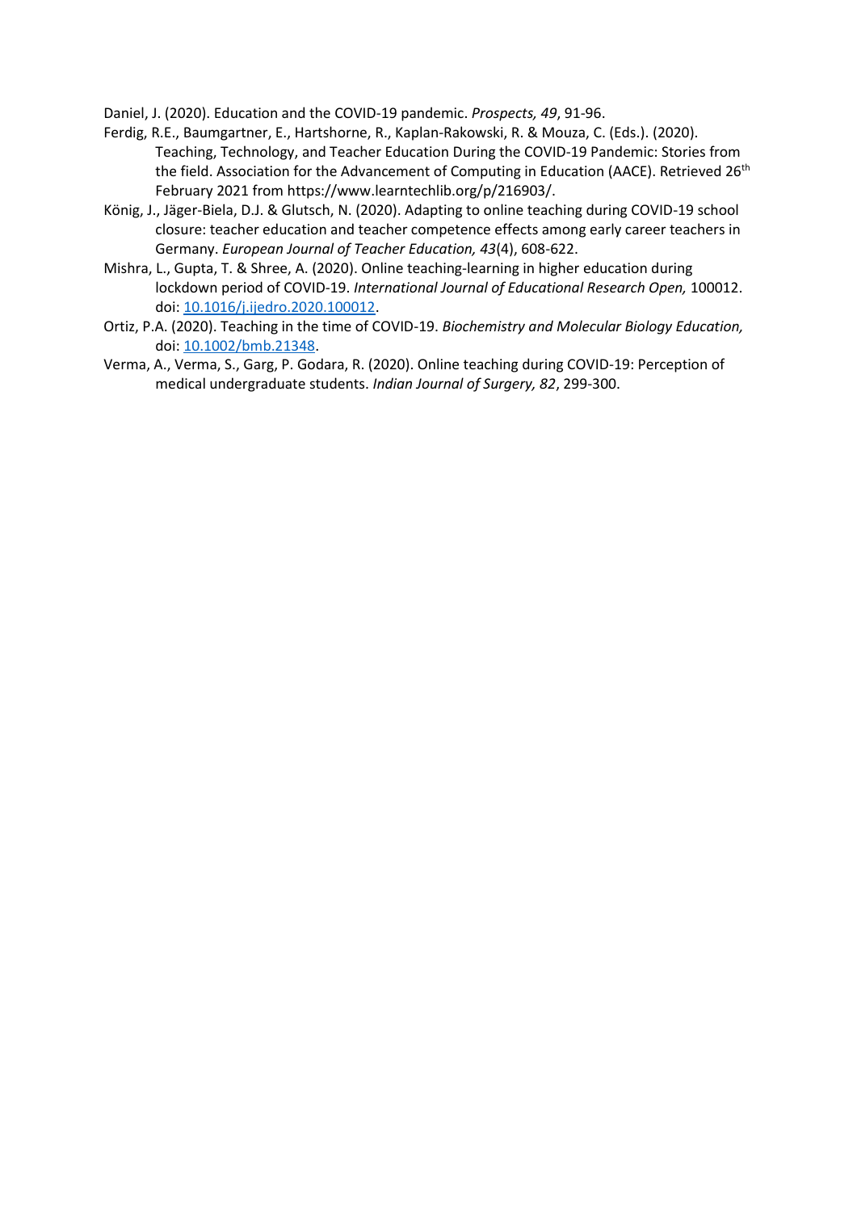Daniel, J. (2020). Education and the COVID-19 pandemic. *Prospects, 49*, 91-96.

Ferdig, R.E., Baumgartner, E., Hartshorne, R., Kaplan-Rakowski, R. & Mouza, C. (Eds.). (2020). Teaching, Technology, and Teacher Education During the COVID-19 Pandemic: Stories from the field. Association for the Advancement of Computing in Education (AACE). Retrieved 26th February 2021 from https://www.learntechlib.org/p/216903/.

König, J., Jäger-Biela, D.J. & Glutsch, N. (2020). Adapting to online teaching during COVID-19 school closure: teacher education and teacher competence effects among early career teachers in Germany. *European Journal of Teacher Education, 43*(4), 608-622.

Mishra, L., Gupta, T. & Shree, A. (2020). Online teaching-learning in higher education during lockdown period of COVID-19. *International Journal of Educational Research Open,* 100012. doi: 10.1016/j.ijedro.2020.100012.

Ortiz, P.A. (2020). Teaching in the time of COVID-19. *Biochemistry and Molecular Biology Education,* doi: 10.1002/bmb.21348.

Verma, A., Verma, S., Garg, P. Godara, R. (2020). Online teaching during COVID-19: Perception of medical undergraduate students. *Indian Journal of Surgery, 82*, 299-300.